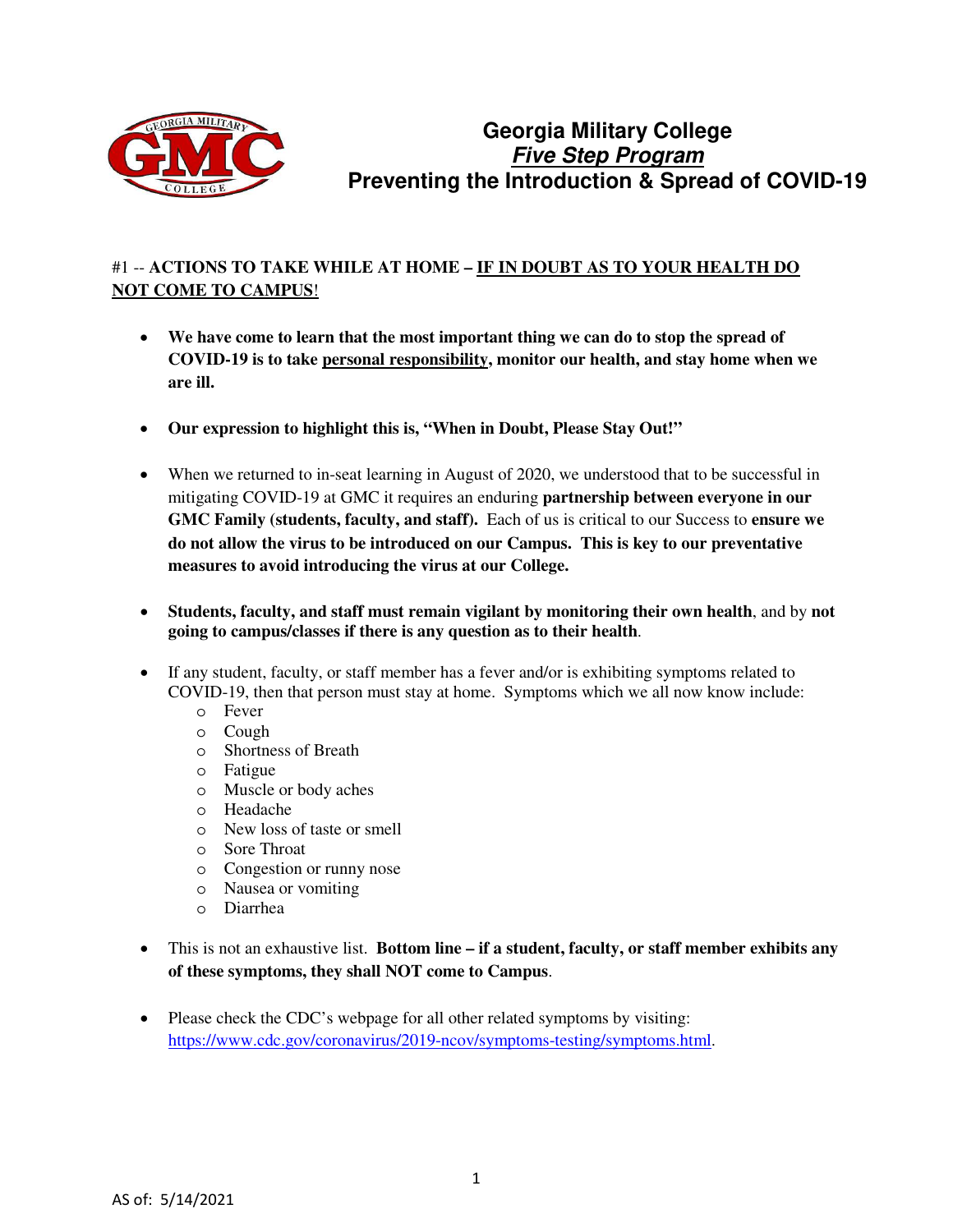# Georgia Military College
## ***Five Step Program***
## Preventing the Introduction & Spread of COVID-19

#1 -- **ACTIONS TO TAKE WHILE AT HOME – <u>IF IN DOUBT AS TO YOUR HEALTH DO NOT COME TO CAMPUS</u>!**

- **We have come to learn that the most important thing we can do to stop the spread of COVID-19 is to take <u>personal responsibility</u>, monitor our health, and stay home when we are ill.**

- **Our expression to highlight this is, "When in Doubt, Please Stay Out!"**

- When we returned to in-seat learning in August of 2020, we understood that to be successful in mitigating COVID-19 at GMC it requires an enduring **partnership between everyone in our GMC Family (students, faculty, and staff).** Each of us is critical to our Success to **ensure we do not allow the virus to be introduced on our Campus. This is key to our preventative measures to avoid introducing the virus at our College.**

- **Students, faculty, and staff must remain vigilant by monitoring their own health**, and by **not going to campus/classes if there is any question as to their health**.

- If any student, faculty, or staff member has a fever and/or is exhibiting symptoms related to COVID-19, then that person must stay at home. Symptoms which we all now know include:
  - Fever
  - Cough
  - Shortness of Breath
  - Fatigue
  - Muscle or body aches
  - Headache
  - New loss of taste or smell
  - Sore Throat
  - Congestion or runny nose
  - Nausea or vomiting
  - Diarrhea

- This is not an exhaustive list. **Bottom line – if a student, faculty, or staff member exhibits any of these symptoms, they shall NOT come to Campus**.

- Please check the CDC's webpage for all other related symptoms by visiting: https://www.cdc.gov/coronavirus/2019-ncov/symptoms-testing/symptoms.html.

AS of: 5/14/2021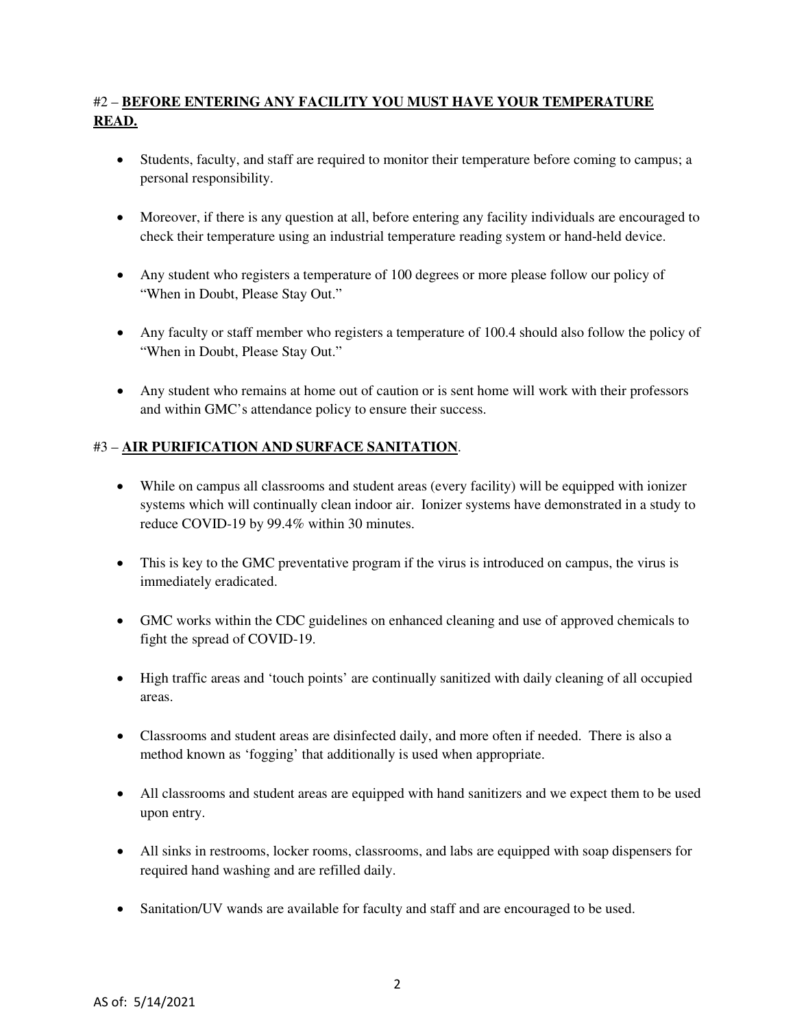#2 – **BEFORE ENTERING ANY FACILITY YOU MUST HAVE YOUR TEMPERATURE READ.**

- Students, faculty, and staff are required to monitor their temperature before coming to campus; a personal responsibility.
- Moreover, if there is any question at all, before entering any facility individuals are encouraged to check their temperature using an industrial temperature reading system or hand-held device.
- Any student who registers a temperature of 100 degrees or more please follow our policy of "When in Doubt, Please Stay Out."
- Any faculty or staff member who registers a temperature of 100.4 should also follow the policy of "When in Doubt, Please Stay Out."
- Any student who remains at home out of caution or is sent home will work with their professors and within GMC's attendance policy to ensure their success.

#3 – **AIR PURIFICATION AND SURFACE SANITATION**.

- While on campus all classrooms and student areas (every facility) will be equipped with ionizer systems which will continually clean indoor air. Ionizer systems have demonstrated in a study to reduce COVID-19 by 99.4% within 30 minutes.
- This is key to the GMC preventative program if the virus is introduced on campus, the virus is immediately eradicated.
- GMC works within the CDC guidelines on enhanced cleaning and use of approved chemicals to fight the spread of COVID-19.
- High traffic areas and 'touch points' are continually sanitized with daily cleaning of all occupied areas.
- Classrooms and student areas are disinfected daily, and more often if needed. There is also a method known as 'fogging' that additionally is used when appropriate.
- All classrooms and student areas are equipped with hand sanitizers and we expect them to be used upon entry.
- All sinks in restrooms, locker rooms, classrooms, and labs are equipped with soap dispensers for required hand washing and are refilled daily.
- Sanitation/UV wands are available for faculty and staff and are encouraged to be used.

AS of: 5/14/2021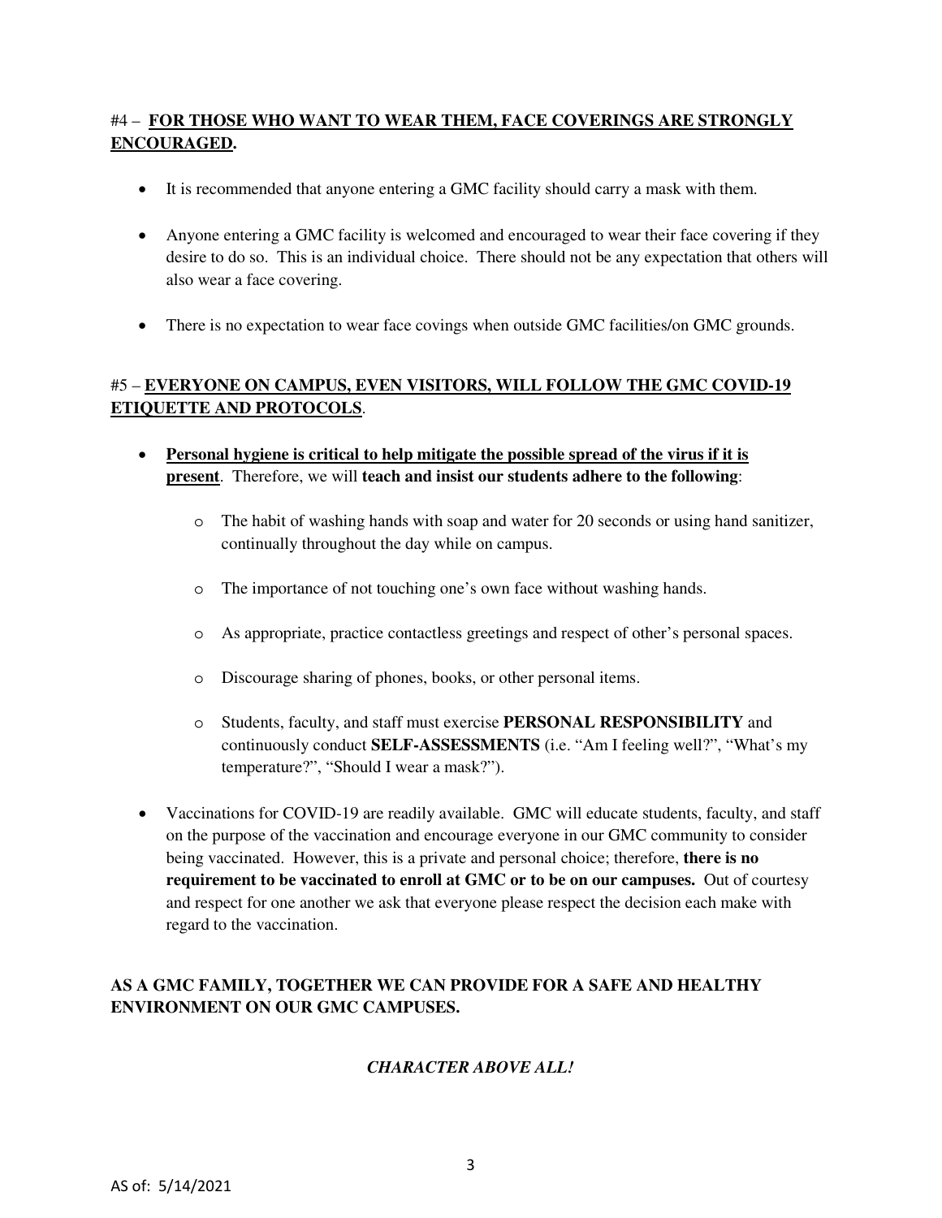#4 – **<u>FOR THOSE WHO WANT TO WEAR THEM, FACE COVERINGS ARE STRONGLY ENCOURAGED</u>.**

- It is recommended that anyone entering a GMC facility should carry a mask with them.
- Anyone entering a GMC facility is welcomed and encouraged to wear their face covering if they desire to do so. This is an individual choice. There should not be any expectation that others will also wear a face covering.
- There is no expectation to wear face covings when outside GMC facilities/on GMC grounds.

#5 – **<u>EVERYONE ON CAMPUS, EVEN VISITORS, WILL FOLLOW THE GMC COVID-19 ETIQUETTE AND PROTOCOLS</u>**.

- **<u>Personal hygiene is critical to help mitigate the possible spread of the virus if it is present</u>**. Therefore, we will **teach and insist our students adhere to the following**:
  - The habit of washing hands with soap and water for 20 seconds or using hand sanitizer, continually throughout the day while on campus.
  - The importance of not touching one's own face without washing hands.
  - As appropriate, practice contactless greetings and respect of other's personal spaces.
  - Discourage sharing of phones, books, or other personal items.
  - Students, faculty, and staff must exercise **PERSONAL RESPONSIBILITY** and continuously conduct **SELF-ASSESSMENTS** (i.e. "Am I feeling well?", "What's my temperature?", "Should I wear a mask?").
- Vaccinations for COVID-19 are readily available. GMC will educate students, faculty, and staff on the purpose of the vaccination and encourage everyone in our GMC community to consider being vaccinated. However, this is a private and personal choice; therefore, **there is no requirement to be vaccinated to enroll at GMC or to be on our campuses.** Out of courtesy and respect for one another we ask that everyone please respect the decision each make with regard to the vaccination.

**AS A GMC FAMILY, TOGETHER WE CAN PROVIDE FOR A SAFE AND HEALTHY ENVIRONMENT ON OUR GMC CAMPUSES.**

***CHARACTER ABOVE ALL!***

AS of: 5/14/2021